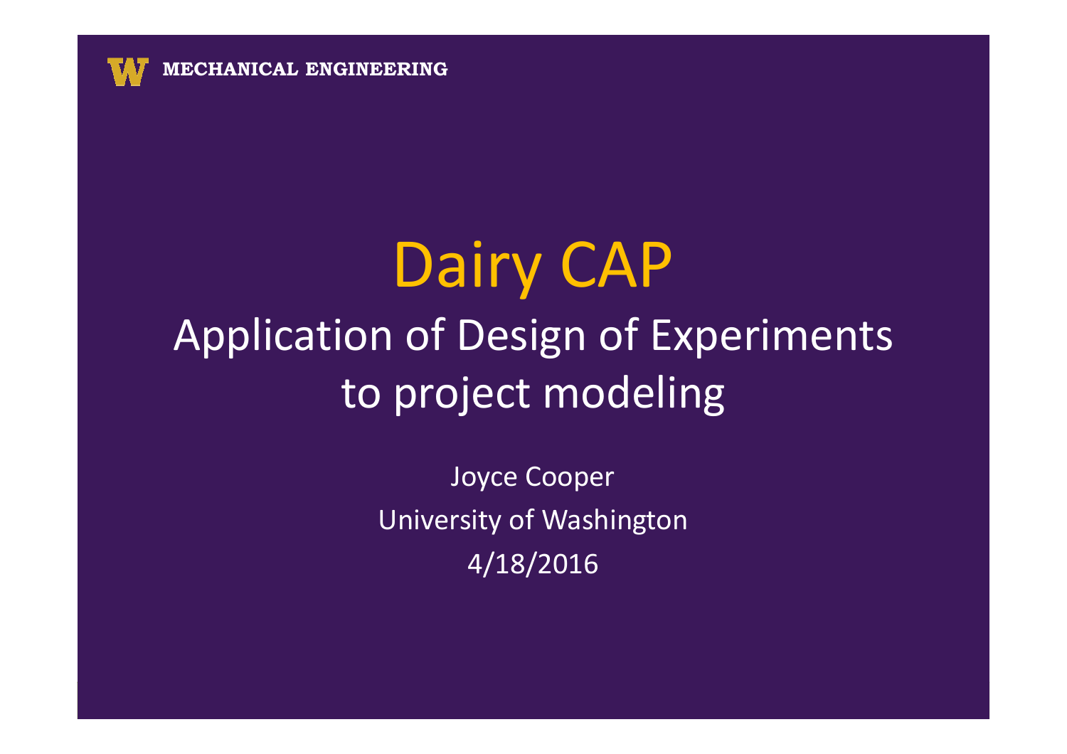MECHANICAL ENGINEERING

# Dairy CAP

## Application of Design of Experiments to project modeling

Joyce Cooper

University of Washington

4/18/2016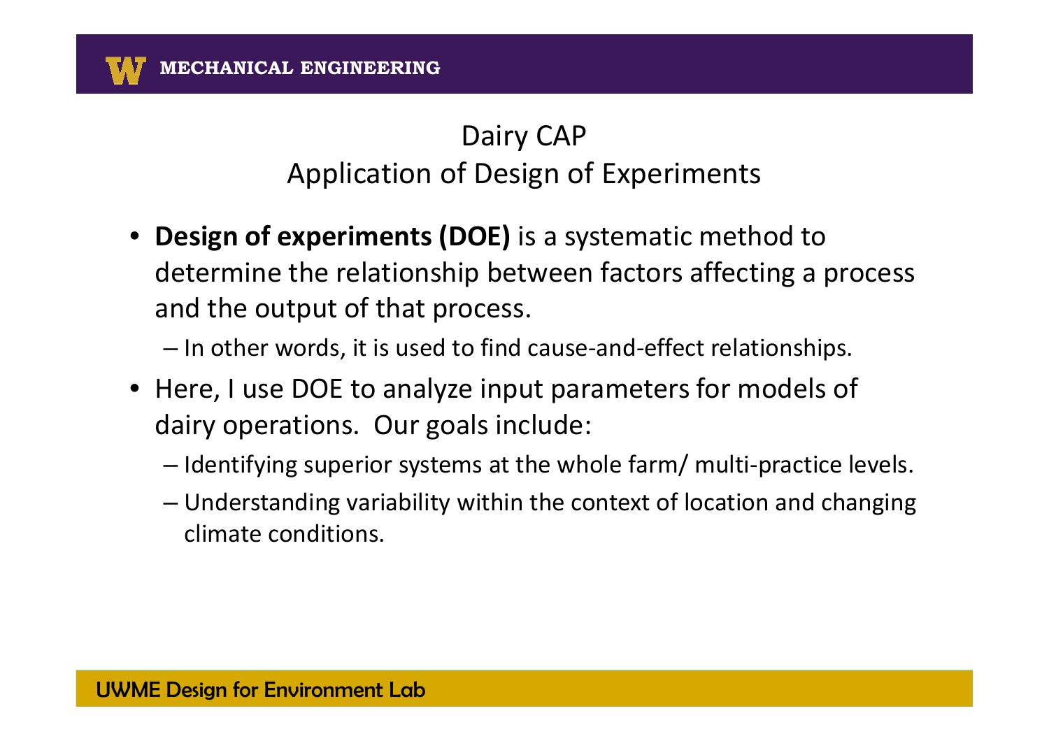## Dairy CAP
## Application of Design of Experiments

- **Design of experiments (DOE)** is a systematic method to determine the relationship between factors affecting a process and the output of that process.
  - In other words, it is used to find cause-and-effect relationships.
- Here, I use DOE to analyze input parameters for models of dairy operations. Our goals include:
  - Identifying superior systems at the whole farm/ multi-practice levels.
  - Understanding variability within the context of location and changing climate conditions.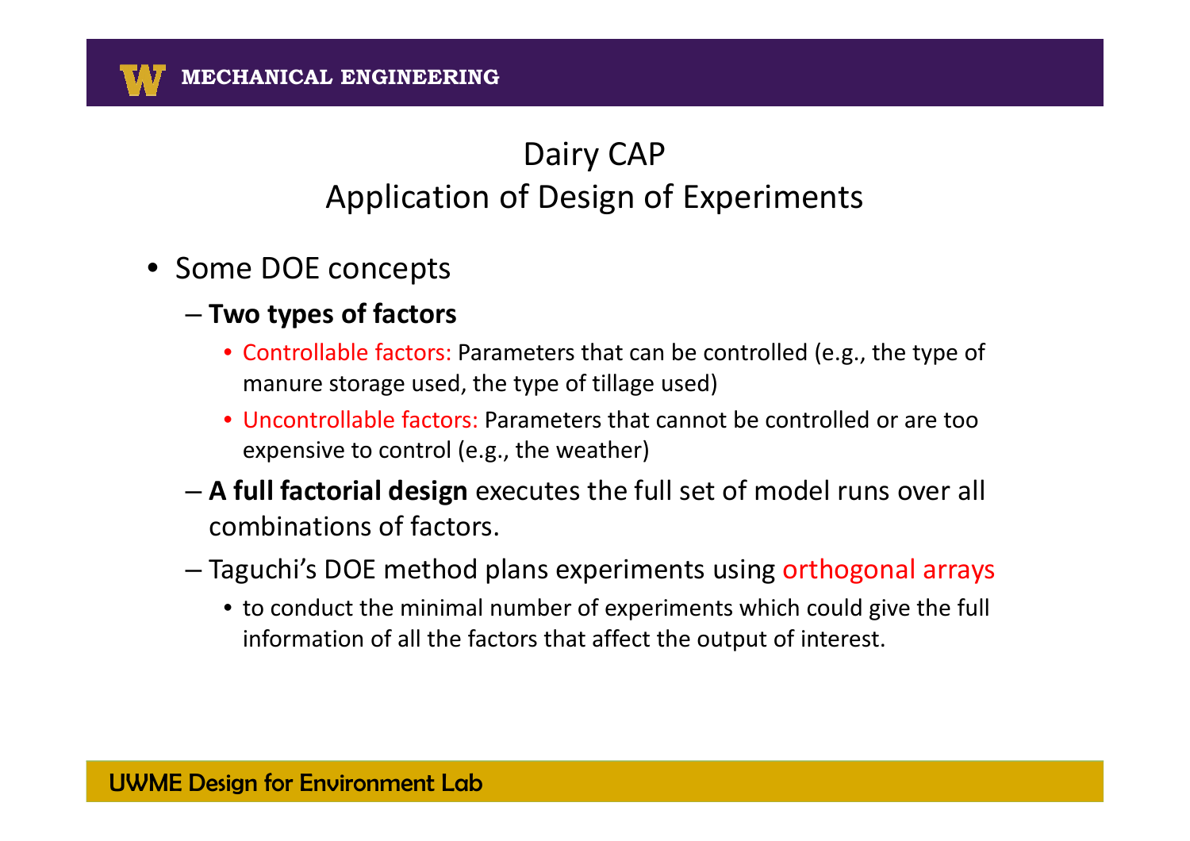# Dairy CAP
## Application of Design of Experiments

- Some DOE concepts
  - **Two types of factors**
    - Controllable factors: Parameters that can be controlled (e.g., the type of manure storage used, the type of tillage used)
    - Uncontrollable factors: Parameters that cannot be controlled or are too expensive to control (e.g., the weather)
  - **A full factorial design** executes the full set of model runs over all combinations of factors.
  - Taguchi's DOE method plans experiments using orthogonal arrays
    - to conduct the minimal number of experiments which could give the full information of all the factors that affect the output of interest.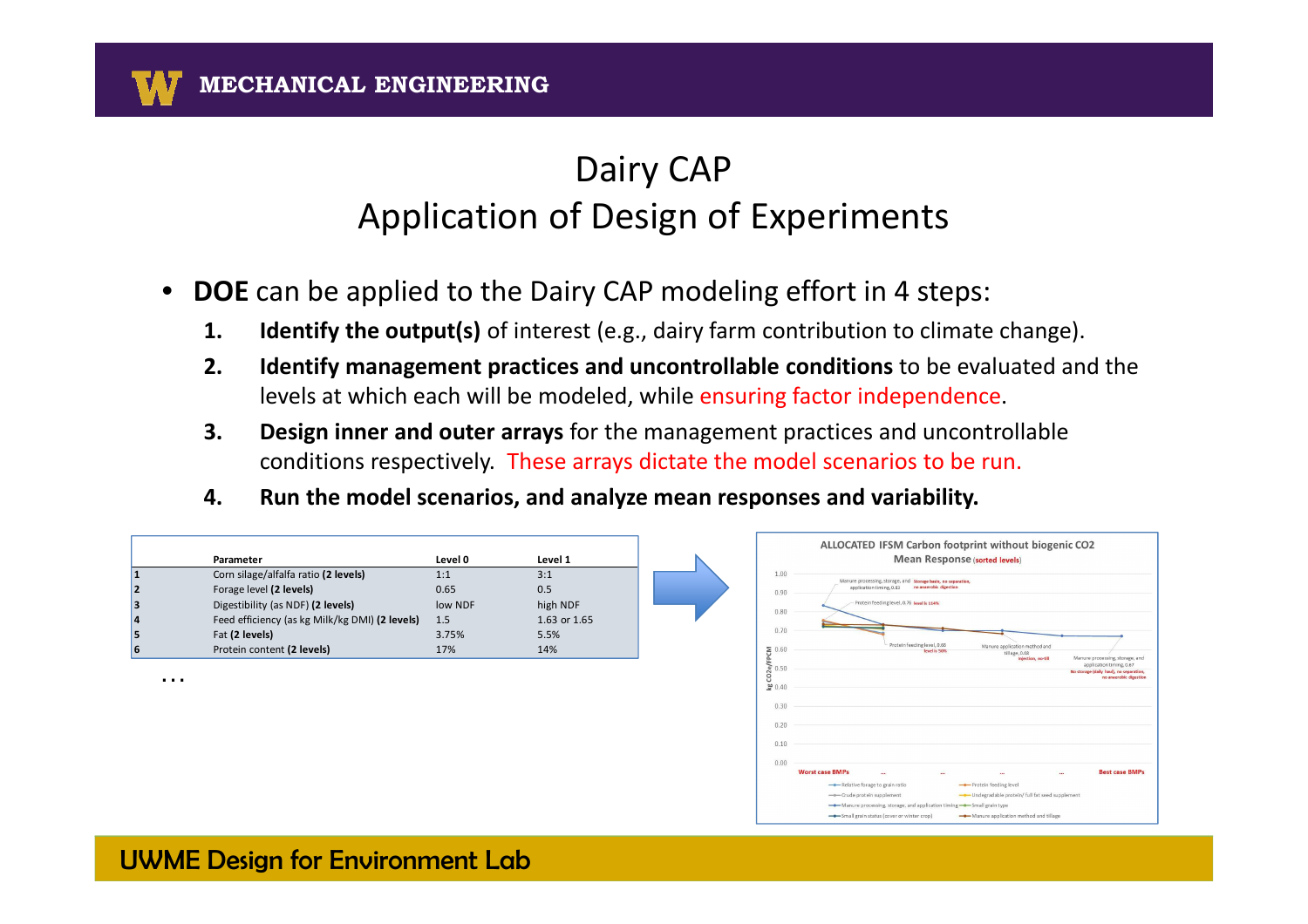# Dairy CAP
## Application of Design of Experiments

- **DOE** can be applied to the Dairy CAP modeling effort in 4 steps:
  1. **Identify the output(s)** of interest (e.g., dairy farm contribution to climate change).
  2. **Identify management practices and uncontrollable conditions** to be evaluated and the levels at which each will be modeled, while ensuring factor independence.
  3. **Design inner and outer arrays** for the management practices and uncontrollable conditions respectively. These arrays dictate the model scenarios to be run.
  4. **Run the model scenarios, and analyze mean responses and variability.**

| | Parameter | Level 0 | Level 1 |
|---|---|---|---|
| 1 | Corn silage/alfalfa ratio **(2 levels)** | 1:1 | 3:1 |
| 2 | Forage level **(2 levels)** | 0.65 | 0.5 |
| 3 | Digestibility (as NDF) **(2 levels)** | low NDF | high NDF |
| 4 | Feed efficiency (as kg Milk/kg DMI) **(2 levels)** | 1.5 | 1.63 or 1.65 |
| 5 | Fat **(2 levels)** | 3.75% | 5.5% |
| 6 | Protein content **(2 levels)** | 17% | 14% |

…

ALLOCATED IFSM Carbon footprint without biogenic $CO_2$
Mean Response (sorted levels)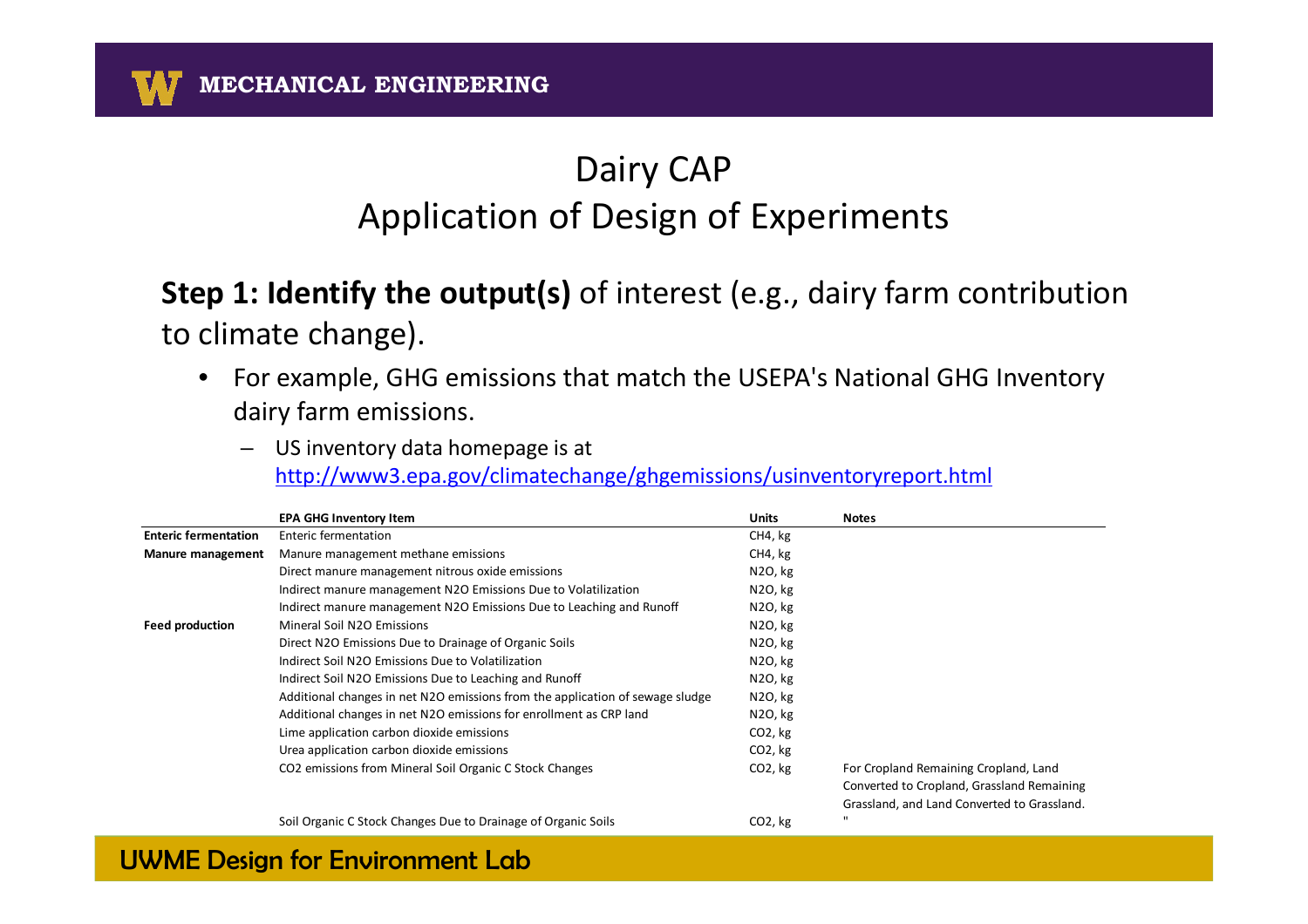# Dairy CAP
## Application of Design of Experiments

**Step 1: Identify the output(s)** of interest (e.g., dairy farm contribution to climate change).

- For example, GHG emissions that match the USEPA's National GHG Inventory dairy farm emissions.
  - US inventory data homepage is at http://www3.epa.gov/climatechange/ghgemissions/usinventoryreport.html

| | EPA GHG Inventory Item | Units | Notes |
|---|---|---|---|
| **Enteric fermentation** | Enteric fermentation | $CH_4$, kg | |
| **Manure management** | Manure management methane emissions | $CH_4$, kg | |
| | Direct manure management nitrous oxide emissions | $N_2O$, kg | |
| | Indirect manure management $N_2O$ Emissions Due to Volatilization | $N_2O$, kg | |
| | Indirect manure management $N_2O$ Emissions Due to Leaching and Runoff | $N_2O$, kg | |
| **Feed production** | Mineral Soil $N_2O$ Emissions | $N_2O$, kg | |
| | Direct $N_2O$ Emissions Due to Drainage of Organic Soils | $N_2O$, kg | |
| | Indirect Soil $N_2O$ Emissions Due to Volatilization | $N_2O$, kg | |
| | Indirect Soil $N_2O$ Emissions Due to Leaching and Runoff | $N_2O$, kg | |
| | Additional changes in net $N_2O$ emissions from the application of sewage sludge | $N_2O$, kg | |
| | Additional changes in net $N_2O$ emissions for enrollment as CRP land | $N_2O$, kg | |
| | Lime application carbon dioxide emissions | $CO_2$, kg | |
| | Urea application carbon dioxide emissions | $CO_2$, kg | |
| | $CO_2$ emissions from Mineral Soil Organic C Stock Changes | $CO_2$, kg | For Cropland Remaining Cropland, Land Converted to Cropland, Grassland Remaining Grassland, and Land Converted to Grassland. |
| | Soil Organic C Stock Changes Due to Drainage of Organic Soils | $CO_2$, kg | " |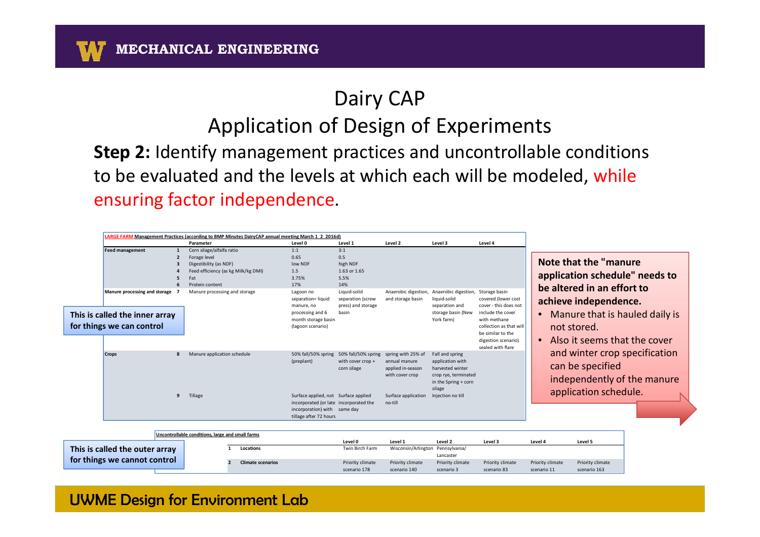# Dairy CAP

## Application of Design of Experiments

**Step 2:** Identify management practices and uncontrollable conditions to be evaluated and the levels at which each will be modeled, while ensuring factor independence.

**LARGE FARM Management Practices (according to BMP Minutes DairyCAP annual meeting March 1_2_2016d)**

| | | Parameter | Level 0 | Level 1 | Level 2 | Level 3 | Level 4 |
|---|---|---|---|---|---|---|---|
| Feed management | 1 | Corn silage/alfalfa ratio | 1:1 | 3:1 | | | |
| | 2 | Forage level | 0.65 | 0.5 | | | |
| | 3 | Digestibility (as NDF) | low NDF | high NDF | | | |
| | 4 | Feed efficiency (as kg Milk/kg DMI) | 1.5 | 1.63 or 1.65 | | | |
| | 5 | Fat | 3.75% | 5.5% | | | |
| | 6 | Protein content | 17% | 14% | | | |
| Manure processing and storage | 7 | Manure processing and storage | Lagoon no separation= liquid manure, no processing and 6 month storage basin (lagoon scenario) | Liquid-solid separation (screw press) and storage basin | Anaerobic digestion, and storage basin | Anaerobic digestion, liquid-solid separation and storage basin (New York farm) | Storage basin covered (lower cost cover - this does not include the cover with methane collection as that will be similar to the digestion scenario) sealed with flare |
| Crops | 8 | Manure application schedule | 50% fall/50% spring (preplant) | 50% fall/50% spring with cover crop + corn silage | spring with 25% of annual manure applied in-season with cover crop | Fall and spring application with harvested winter crop rye, terminated in the Spring + corn silage | |
| | 9 | Tillage | Surface applied, not incorporated (or late incorporation) with tillage after 72 hours | Surface applied incorporated the same day | Surface application no-till | Injection no till | |

This is called the inner array for things we can control

**Uncontrollable conditions, large and small farms**

| | | Level 0 | Level 1 | Level 2 | Level 3 | Level 4 | Level 5 |
|---|---|---|---|---|---|---|---|
| 1 | Locations | Twin Birch Farm | Wisconsin/Arlington | Pennsylvania/ Lancaster | | | |
| 2 | Climate scenarios | Priority climate scenario 178 | Priority climate scenario 140 | Priority climate scenario 3 | Priority climate scenario 83 | Priority climate scenario 11 | Priority climate scenario 163 |

This is called the outer array for things we cannot control

**Note that the "manure application schedule" needs to be altered in an effort to achieve independence.**

- Manure that is hauled daily is not stored.
- Also it seems that the cover and winter crop specification can be specified independently of the manure application schedule.

UWME Design for Environment Lab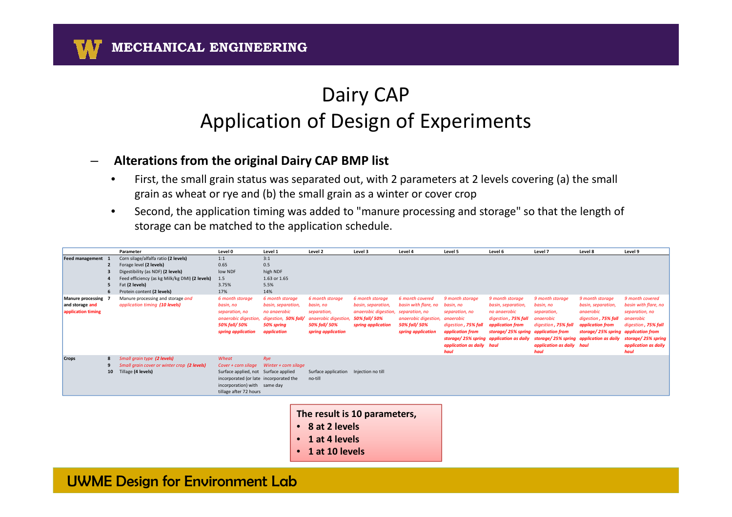# Dairy CAP
# Application of Design of Experiments

– **Alterations from the original Dairy CAP BMP list**

- First, the small grain status was separated out, with 2 parameters at 2 levels covering (a) the small grain as wheat or rye and (b) the small grain as a winter or cover crop
- Second, the application timing was added to "manure processing and storage" so that the length of storage can be matched to the application schedule.

| | | Parameter | Level 0 | Level 1 | Level 2 | Level 3 | Level 4 | Level 5 | Level 6 | Level 7 | Level 8 | Level 9 |
|---|---|---|---|---|---|---|---|---|---|---|---|---|
| Feed management | 1 | Corn silage/alfalfa ratio **(2 levels)** | 1:1 | 3:1 | | | | | | | | |
| | 2 | Forage level **(2 levels)** | 0.65 | 0.5 | | | | | | | | |
| | 3 | Digestibility (as NDF) **(2 levels)** | low NDF | high NDF | | | | | | | | |
| | 4 | Feed efficiency (as kg Milk/kg DMI) **(2 levels)** | 1.5 | 1.63 or 1.65 | | | | | | | | |
| | 5 | Fat **(2 levels)** | 3.75% | 5.5% | | | | | | | | |
| | 6 | Protein content **(2 levels)** | 17% | 14% | | | | | | | | |
| Manure processing and storage *and application timing* | 7 | Manure processing and storage *and application timing* ***(10 levels)*** | *6 month storage basin, no separation, no anaerobic digestion,* ***50% fall/ 50% spring application*** | *6 month storage basin, separation, no anaerobic digestion,* ***50% fall/ 50% spring application*** | *6 month storage basin, no separation, anaerobic digestion,* ***50% fall/ 50% spring application*** | *6 month storage basin, separation, anaerobic digestion,* ***50% fall/ 50% spring application*** | *6 month covered basin with flare, no separation, no anaerobic digestion,* ***50% fall/ 50% spring application*** | *9 month storage basin, no separation, no anaerobic digestion ,* ***75% fall application from storage/ 25% spring application as daily haul*** | *9 month storage basin, separation, no anaerobic digestion ,* ***75% fall application from storage/ 25% spring application as daily haul*** | *9 month storage basin, no separation, anaerobic digestion ,* ***75% fall application from storage/ 25% spring application as daily haul*** | *9 month storage basin, separation, anaerobic digestion ,* ***75% fall application from storage/ 25% spring application as daily haul*** | *9 month covered basin with flare, no separation, no anaerobic digestion ,* ***75% fall application from storage/ 25% spring application as daily haul*** |
| Crops | 8 | *Small grain type* ***(2 levels)*** | *Wheat* | *Rye* | | | | | | | | |
| | 9 | *Small grain cover or winter crop* ***(2 levels)*** | *Cover + corn silage* | *Winter + corn silage* | | | | | | | | |
| | 10 | Tillage **(4 levels)** | Surface applied, not incorporated (or late incorporation) with tillage after 72 hours | Surface applied incorporated the same day | Surface application no-till | Injection no till | | | | | | |

**The result is 10 parameters,**
- **8 at 2 levels**
- **1 at 4 levels**
- **1 at 10 levels**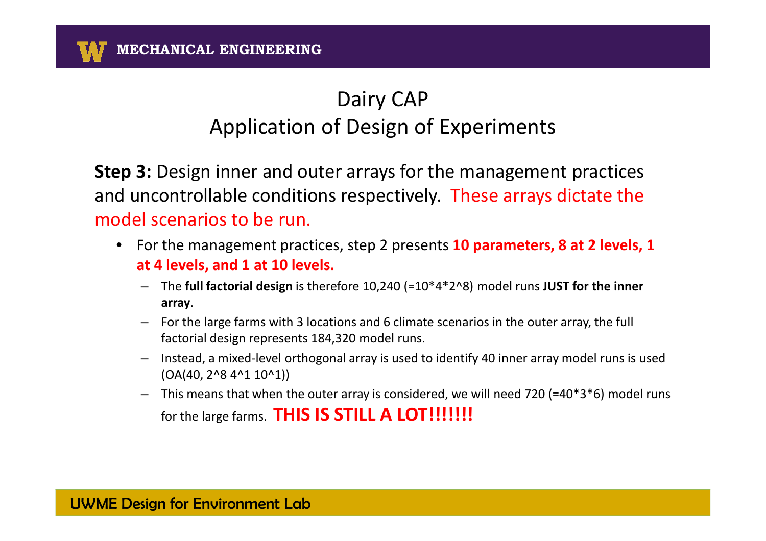# Dairy CAP
## Application of Design of Experiments

**Step 3:** Design inner and outer arrays for the management practices and uncontrollable conditions respectively. These arrays dictate the model scenarios to be run.

- For the management practices, step 2 presents **10 parameters, 8 at 2 levels, 1 at 4 levels, and 1 at 10 levels.**
  - The **full factorial design** is therefore 10,240 (=10*4*2^8) model runs **JUST for the inner array**.
  - For the large farms with 3 locations and 6 climate scenarios in the outer array, the full factorial design represents 184,320 model runs.
  - Instead, a mixed-level orthogonal array is used to identify 40 inner array model runs is used (OA(40, 2^8 4^1 10^1))
  - This means that when the outer array is considered, we will need 720 (=40*3*6) model runs for the large farms. **THIS IS STILL A LOT!!!!!!!**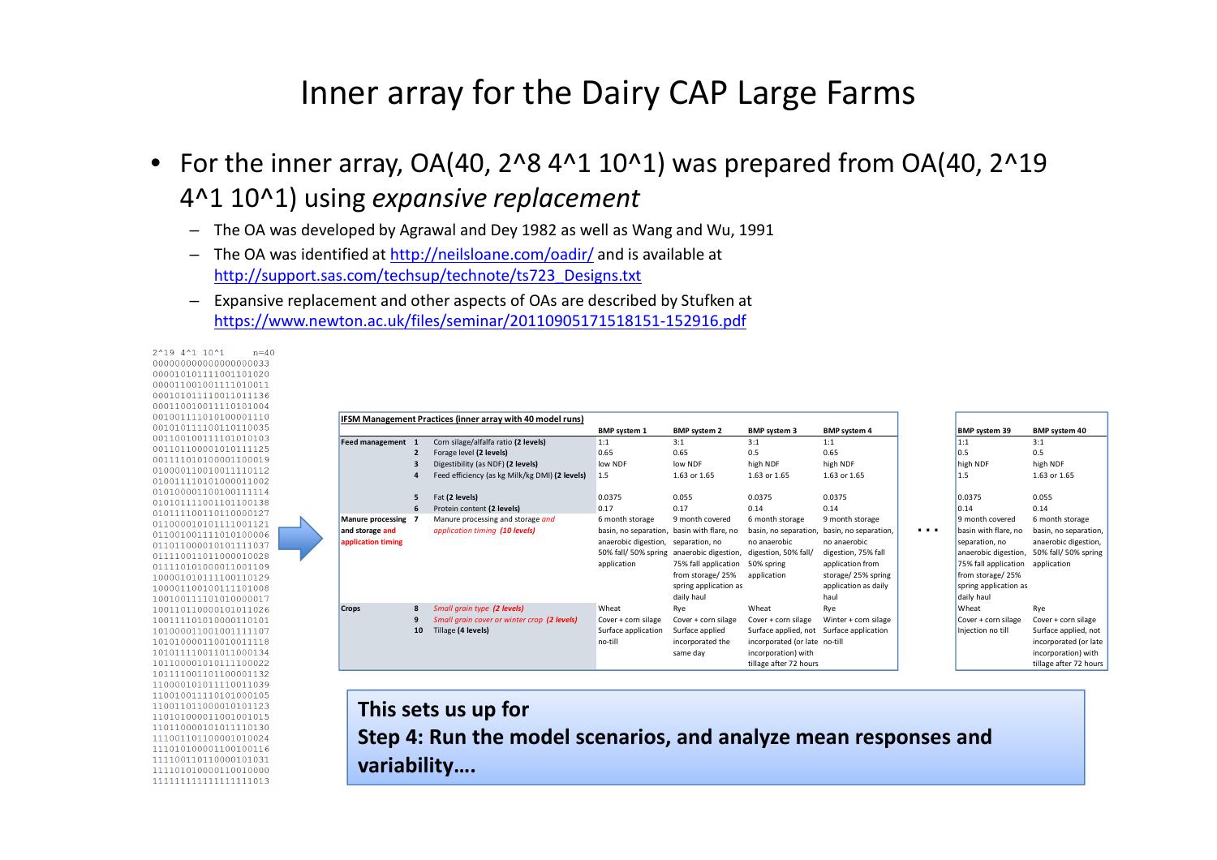# Inner array for the Dairy CAP Large Farms

- For the inner array, OA(40, 2^8 4^1 10^1) was prepared from OA(40, 2^19 4^1 10^1) using *expansive replacement*
  - The OA was developed by Agrawal and Dey 1982 as well as Wang and Wu, 1991
  - The OA was identified at http://neilsloane.com/oadir/ and is available at http://support.sas.com/techsup/technote/ts723_Designs.txt
  - Expansive replacement and other aspects of OAs are described by Stufken at https://www.newton.ac.uk/files/seminar/20110905171518151-152916.pdf

```
2^19 4^1 10^1      n=40
000000000000000000033
000010101111001101020
000011001001111010011
000101011110011011136
000110010011110101004
001001111010100001110
001010111100110110035
001100100111101010103
001101100001010111125
001111010100001100019
010000110010011110112
010011110101000011002
010100001100100111114
010101111001101100138
010111100110110000127
011000010101111001121
011001001111010100006
011011000010101111037
011110011011000010028
011110101000011001109
100001010111100110129
100001100100111101008
100100111101010000017
100110110000101011026
100111101010000110101
101000011001001111107
101010000110010011118
101011110011011000134
101100001010111100022
101111001101100001132
110000101011110011039
110010011110101000105
110011011000010101123
110101000011001001015
110110000101011110130
111001101100001010024
111010100001100100116
111100110110000101031
111101010000110010000
111111111111111111013
```

| IFSM Management Practices (inner array with 40 model runs) | | | BMP system 1 | BMP system 2 | BMP system 3 | BMP system 4 | … | BMP system 39 | BMP system 40 |
|---|---|---|---|---|---|---|---|---|---|
| Feed management | 1 | Corn silage/alfalfa ratio **(2 levels)** | 1:1 | 3:1 | 3:1 | 1:1 | | 1:1 | 3:1 |
| | 2 | Forage level **(2 levels)** | 0.65 | 0.65 | 0.5 | 0.65 | | 0.5 | 0.5 |
| | 3 | Digestibility (as NDF) **(2 levels)** | low NDF | low NDF | high NDF | high NDF | | high NDF | high NDF |
| | 4 | Feed efficiency (as kg Milk/kg DMI) **(2 levels)** | 1.5 | 1.63 or 1.65 | 1.63 or 1.65 | 1.63 or 1.65 | | 1.5 | 1.63 or 1.65 |
| | 5 | Fat **(2 levels)** | 0.0375 | 0.055 | 0.0375 | 0.0375 | | 0.0375 | 0.055 |
| | 6 | Protein content **(2 levels)** | 0.17 | 0.17 | 0.14 | 0.14 | | 0.14 | 0.14 |
| Manure processing and storage *and application timing* | 7 | Manure processing and storage *and application timing* ***(10 levels)*** | 6 month storage basin, no separation, anaerobic digestion, 50% fall/ 50% spring application | 9 month covered basin with flare, no separation, no anaerobic digestion, 75% fall application from storage/ 25% spring application as daily haul | 6 month storage basin, no separation, no anaerobic digestion, 50% fall/ 50% spring application | 9 month storage basin, no separation, no anaerobic digestion, 75% fall application from storage/ 25% spring application as daily haul | | 9 month covered basin with flare, no separation, no anaerobic digestion, 75% fall application from storage/ 25% spring application as daily haul | 6 month storage basin, no separation, anaerobic digestion, 50% fall/ 50% spring application |
| Crops | 8 | *Small grain type* ***(2 levels)*** | Wheat | Rye | Wheat | Rye | | Wheat | Rye |
| | 9 | *Small grain cover or winter crop* ***(2 levels)*** | Cover + corn silage | Cover + corn silage | Cover + corn silage | Winter + corn silage | | Cover + corn silage | Cover + corn silage |
| | 10 | Tillage **(4 levels)** | Surface application no-till | Surface applied incorporated the same day | Surface applied, not incorporated (or late incorporation) with tillage after 72 hours | Surface application no-till | | Injection no till | Surface applied, not incorporated (or late incorporation) with tillage after 72 hours |

**This sets us up for**
**Step 4: Run the model scenarios, and analyze mean responses and variability….**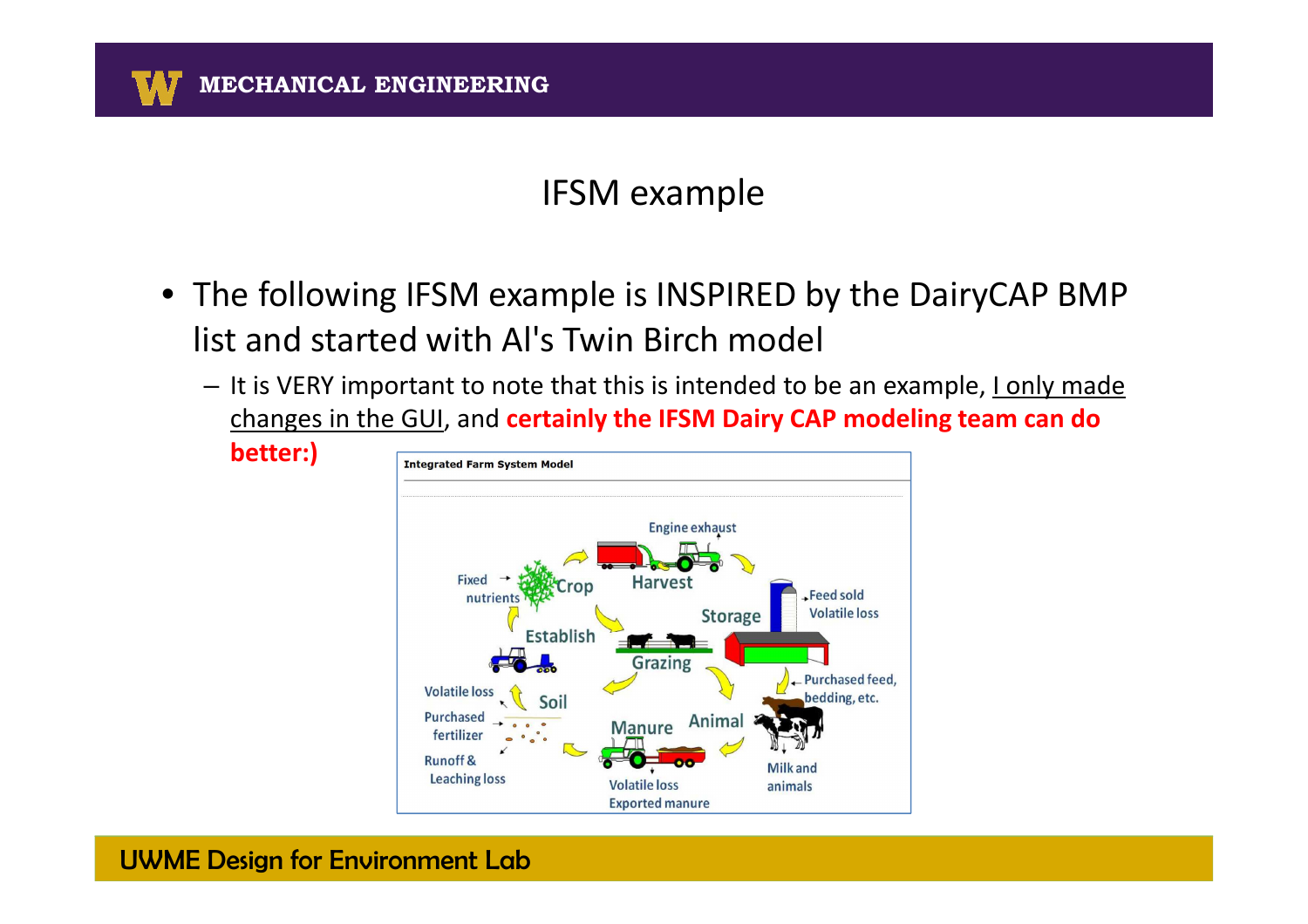# IFSM example

- The following IFSM example is INSPIRED by the DairyCAP BMP list and started with Al's Twin Birch model
  - It is VERY important to note that this is intended to be an example, I only made changes in the GUI, and **certainly the IFSM Dairy CAP modeling team can do better:)**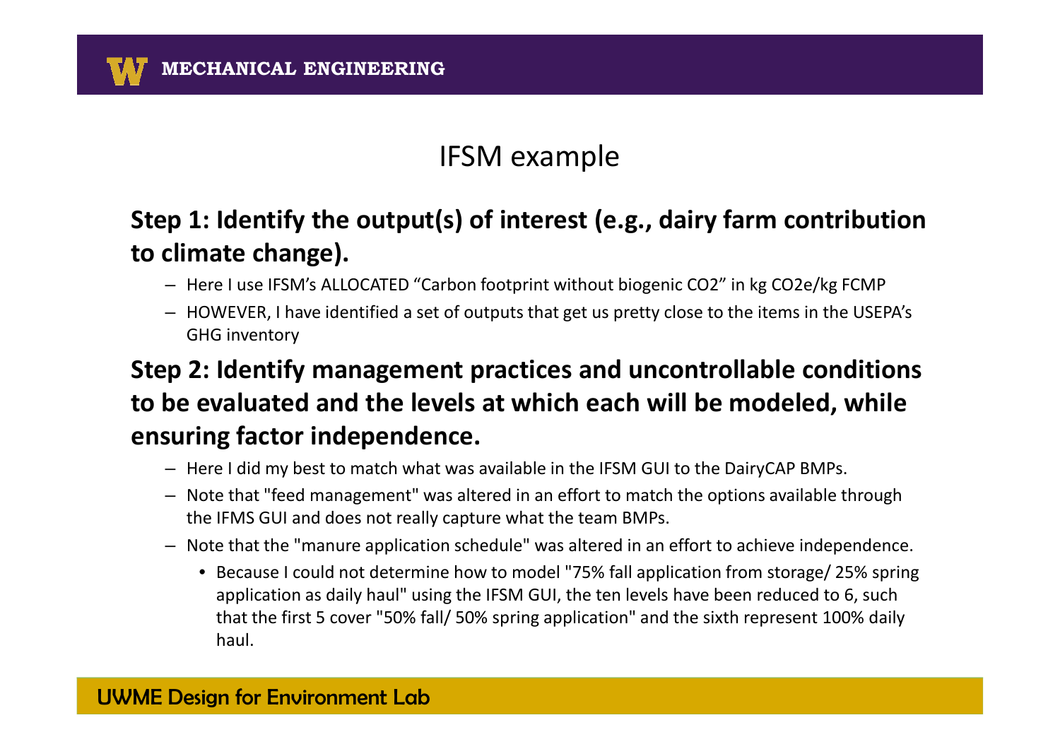# IFSM example

**Step 1: Identify the output(s) of interest (e.g., dairy farm contribution to climate change).**

- Here I use IFSM's ALLOCATED "Carbon footprint without biogenic $CO_2$" in kg $CO_2e$/kg FCMP
- HOWEVER, I have identified a set of outputs that get us pretty close to the items in the USEPA's GHG inventory

**Step 2: Identify management practices and uncontrollable conditions to be evaluated and the levels at which each will be modeled, while ensuring factor independence.**

- Here I did my best to match what was available in the IFSM GUI to the DairyCAP BMPs.
- Note that "feed management" was altered in an effort to match the options available through the IFMS GUI and does not really capture what the team BMPs.
- Note that the "manure application schedule" was altered in an effort to achieve independence.
  - Because I could not determine how to model "75% fall application from storage/ 25% spring application as daily haul" using the IFSM GUI, the ten levels have been reduced to 6, such that the first 5 cover "50% fall/ 50% spring application" and the sixth represent 100% daily haul.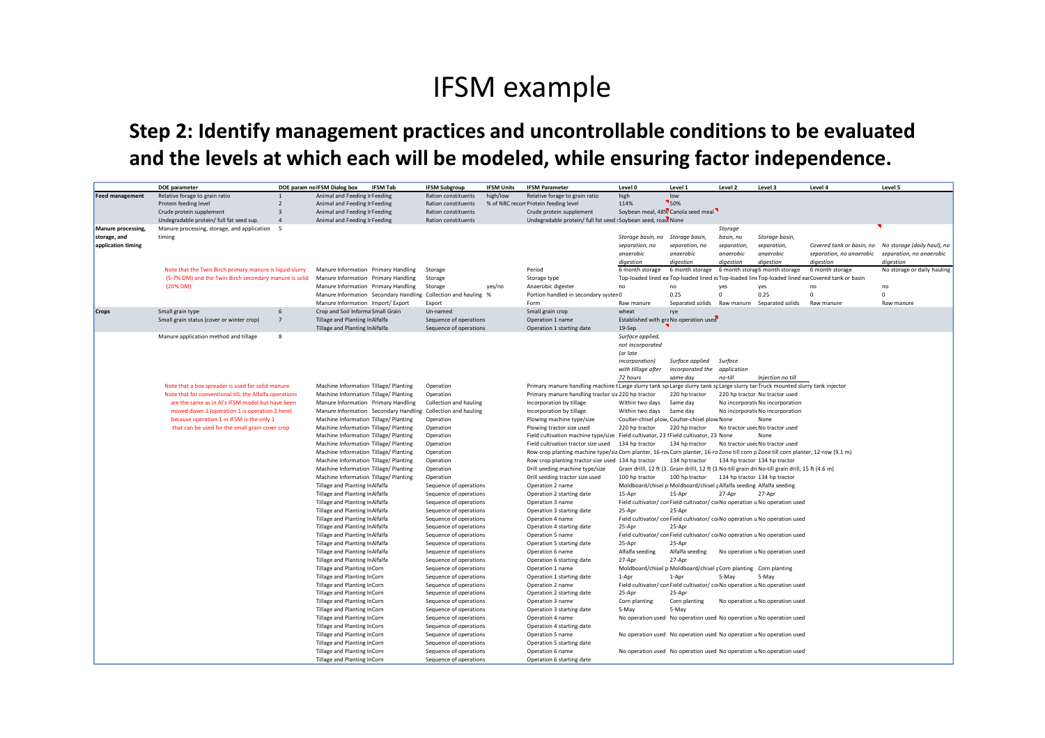# IFSM example

**Step 2: Identify management practices and uncontrollable conditions to be evaluated and the levels at which each will be modeled, while ensuring factor independence.**

| | DOE parameter | DOE param no | IFSM Dialog box | IFSM Tab | IFSM Subgroup | IFSM Units | IFSM Parameter | Level 0 | Level 1 | Level 2 | Level 3 | Level 4 | Level 5 |
|---|---|---|---|---|---|---|---|---|---|---|---|---|---|
| Feed management | Relative forage to grain ratio | 1 | Animal and Feeding Ir | Feeding | Ration constituents | high/low | Relative forage to grain ratio | high | low | | | | |
| | Protein feeding level | 2 | Animal and Feeding Ir | Feeding | Ration constituents | % of NRC recom | Protein feeding level | 114% | 50% | | | | |
| | Crude protein supplement | 3 | Animal and Feeding Ir | Feeding | Ration constituents | | Crude protein supplement | Soybean meal, 48% | Canola seed meal | | | | |
| | Undegradable protein/ full fat seed sup. | 4 | Animal and Feeding Ir | Feeding | Ration constituents | | Undegradable protein/ full fat seed s | Soybean seed, roast | None | | | | |
| Manure processing, storage, and application timing | Manure processing, storage, and application timing | 5 | | | | | | *Storage basin, no separation, no anaerobic digestion* | *Storage basin, separation, no anaerobic digestion* | *Storage basin, no separation, anaerobic digestion* | *Storage basin, separation, anaerobic digestion* | *Covered tank or basin, no separation, no anaerobic digestion* | *No storage (daily haul), no separation, no anaerobic digestion* |
| | Note that the Twin Birch primary manure is liquid-slurry (5-7% DM) and the Twin Birch secondary manure is solid (20% DM) | | Manure Information | Primary Handling | Storage | | Period | 6 month storage | 6 month storage | 6 month storag | 6 month storage | 6 month storage | No storage or daily hauling |
| | | | Manure Information | Primary Handling | Storage | | Storage type | Top-loaded lined ea | Top-loaded lined ea | Top-loaded line | Top-loaded lined ear | Covered tank or basin | |
| | | | Manure Information | Primary Handling | Storage | yes/no | Anaerobic digester | no | no | yes | yes | no | no |
| | | | Manure Information | Secondary Handling | Collection and hauling | % | Portion handled in secondary system | 0 | 0.25 | 0 | 0.25 | 0 | 0 |
| | | | Manure Information | Import/ Export | Export | | Form | Raw manure | Separated solids | Raw manure | Separated solids | Raw manure | Raw manure |
| Crops | Small grain type | 6 | Crop and Soil Informa | Small Grain | Un-named | | Small grain crop | wheat | rye | | | | |
| | Small grain status (cover or winter crop) | 7 | Tillage and Planting In | Alfalfa | Sequence of operations | | Operation 1 name | Established with gra | No operation used | | | | |
| | | | Tillage and Planting In | Alfalfa | Sequence of operations | | Operation 1 starting date | 19-Sep | | | | | |
| | Manure application method and tillage | 8 | | | | | | *Surface applied, not incorporated (or late incorporation) with tillage after 72 hours* | *Surface applied incorporated the same day* | *Surface application no-till* | *Injection no till* | | |
| | Note that a box spreader is used for solid manure. | | Machine Information | Tillage/ Planting | Operation | | Primary manure handling machine t | Large slurry tank sp | Large slurry tank sp | Large slurry tar | Truck mounted slurry tank injector | | |
| | Note that for conventional till, the Alfalfa operations are the same as in Al's IFSM model but have been moved down 1 (operation 1 is operation 2 here) because operation 1 in IFSM is the only 1 that can be used for the small grain cover crop | | Machine Information | Tillage/ Planting | Operation | | Primary manure handling tractor siz | 220 hp tractor | 220 hp tractor | 220 hp tractor | No tractor used | | |
| | | | Manure Information | Primary Handling | Collection and hauling | | Incorporation by tillage | Within two days | Same day | No incorporatio | No incorporation | | |
| | | | Manure Information | Secondary Handling | Collection and hauling | | Incorporation by tillage | Within two days | Same day | No incorporatio | No incorporation | | |
| | | | Machine Information | Tillage/ Planting | Operation | | Plowing machine type/size | Coulter-chisel plow, | Coulter-chisel plow | None | None | | |
| | | | Machine Information | Tillage/ Planting | Operation | | Plowing tractor size used | 220 hp tractor | 220 hp tractor | No tractor usec | No tractor used | | |
| | | | Machine Information | Tillage/ Planting | Operation | | Field cultivation machine type/size | Field cultivator, 23 f | Field cultivator, 23 | None | None | | |
| | | | Machine Information | Tillage/ Planting | Operation | | Field cultivation tractor size used | 134 hp tractor | 134 hp tractor | No tractor usec | No tractor used | | |
| | | | Machine Information | Tillage/ Planting | Operation | | Row crop planting machine type/siz | Corn planter, 16-rov | Corn planter, 16-ro | Zone till corn p | Zone till corn planter, 12-row (9.1 m) | | |
| | | | Machine Information | Tillage/ Planting | Operation | | Row crop planting tractor size used | 134 hp tractor | 134 hp tractor | 134 hp tractor | 134 hp tractor | | |
| | | | Machine Information | Tillage/ Planting | Operation | | Drill seeding machine type/size | Grain drilll, 12 ft (3. | Grain drilll, 12 ft (3. | No-till grain dri | No-till grain drill, 15 ft (4.6 m) | | |
| | | | Machine Information | Tillage/ Planting | Operation | | Drill seeding tractor size used | 100 hp tractor | 100 hp tractor | 134 hp tractor | 134 hp tractor | | |
| | | | Tillage and Planting In | Alfalfa | Sequence of operations | | Operation 2 name | Moldboard/chisel p | Moldboard/chisel p | Alfalfa seeding | Alfalfa seeding | | |
| | | | Tillage and Planting In | Alfalfa | Sequence of operations | | Operation 2 starting date | 15-Apr | 15-Apr | 27-Apr | 27-Apr | | |
| | | | Tillage and Planting In | Alfalfa | Sequence of operations | | Operation 3 name | Field cultivator/ con | Field cultivator/ co | No operation u | No operation used | | |
| | | | Tillage and Planting In | Alfalfa | Sequence of operations | | Operation 3 starting date | 25-Apr | 25-Apr | | | | |
| | | | Tillage and Planting In | Alfalfa | Sequence of operations | | Operation 4 name | Field cultivator/ con | Field cultivator/ co | No operation u | No operation used | | |
| | | | Tillage and Planting In | Alfalfa | Sequence of operations | | Operation 4 starting date | 25-Apr | 25-Apr | | | | |
| | | | Tillage and Planting In | Alfalfa | Sequence of operations | | Operation 5 name | Field cultivator/ con | Field cultivator/ co | No operation u | No operation used | | |
| | | | Tillage and Planting In | Alfalfa | Sequence of operations | | Operation 5 starting date | 25-Apr | 25-Apr | | | | |
| | | | Tillage and Planting In | Alfalfa | Sequence of operations | | Operation 6 name | Alfalfa seeding | Alfalfa seeding | No operation u | No operation used | | |
| | | | Tillage and Planting In | Alfalfa | Sequence of operations | | Operation 6 starting date | 27-Apr | 27-Apr | | | | |
| | | | Tillage and Planting In | Corn | Sequence of operations | | Operation 1 name | Moldboard/chisel p | Moldboard/chisel p | Corn planting | Corn planting | | |
| | | | Tillage and Planting In | Corn | Sequence of operations | | Operation 1 starting date | 1-Apr | 1-Apr | 5-May | 5-May | | |
| | | | Tillage and Planting In | Corn | Sequence of operations | | Operation 2 name | Field cultivator/ con | Field cultivator/ co | No operation u | No operation used | | |
| | | | Tillage and Planting In | Corn | Sequence of operations | | Operation 2 starting date | 25-Apr | 25-Apr | | | | |
| | | | Tillage and Planting In | Corn | Sequence of operations | | Operation 3 name | Corn planting | Corn planting | No operation u | No operation used | | |
| | | | Tillage and Planting In | Corn | Sequence of operations | | Operation 3 starting date | 5-May | 5-May | | | | |
| | | | Tillage and Planting In | Corn | Sequence of operations | | Operation 4 name | No operation used | No operation used | No operation u | No operation used | | |
| | | | Tillage and Planting In | Corn | Sequence of operations | | Operation 4 starting date | | | | | | |
| | | | Tillage and Planting In | Corn | Sequence of operations | | Operation 5 name | No operation used | No operation used | No operation u | No operation used | | |
| | | | Tillage and Planting In | Corn | Sequence of operations | | Operation 5 starting date | | | | | | |
| | | | Tillage and Planting In | Corn | Sequence of operations | | Operation 6 name | No operation used | No operation used | No operation u | No operation used | | |
| | | | Tillage and Planting In | Corn | Sequence of operations | | Operation 6 starting date | | | | | | |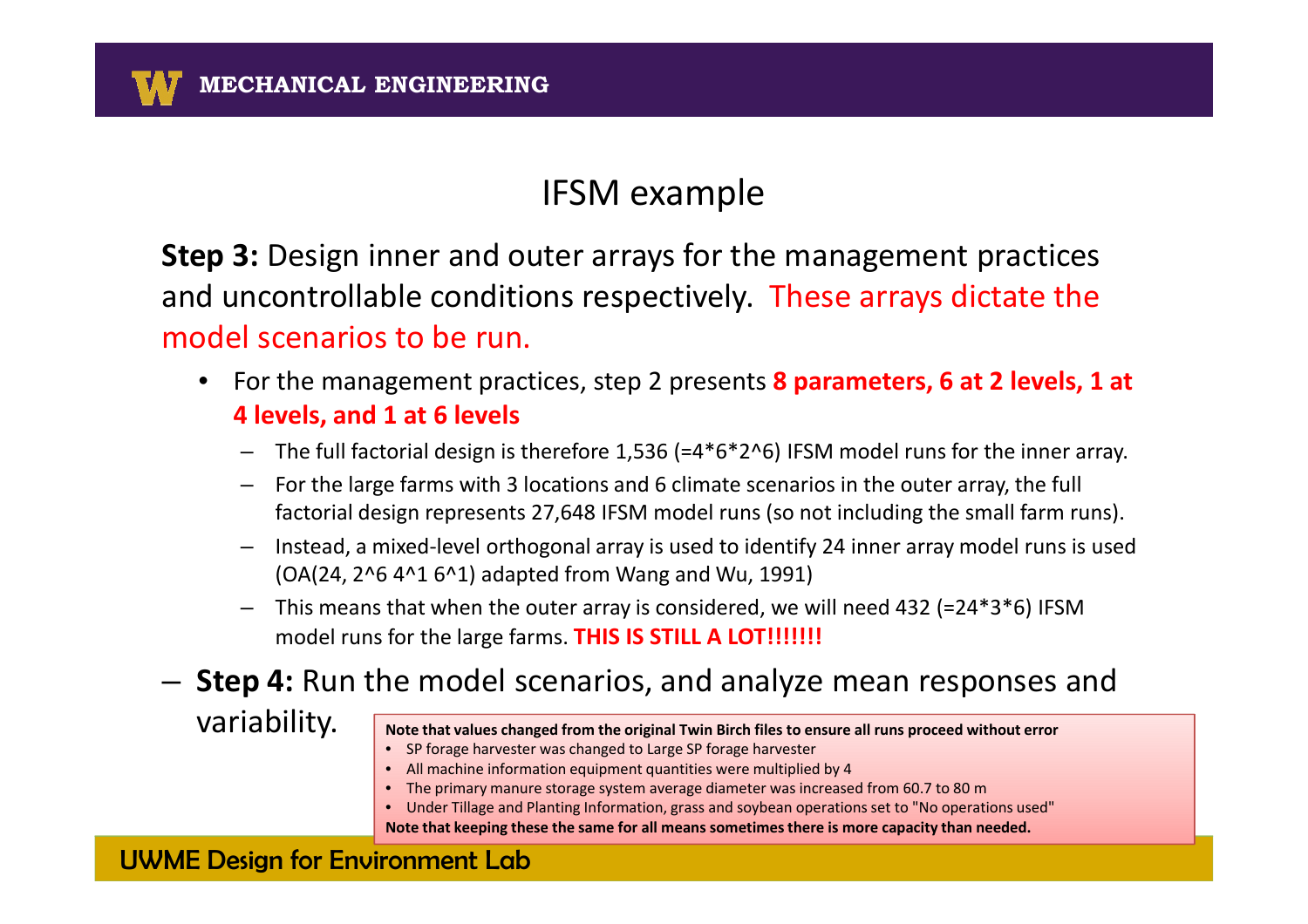## IFSM example

**Step 3:** Design inner and outer arrays for the management practices and uncontrollable conditions respectively. These arrays dictate the model scenarios to be run.

- For the management practices, step 2 presents **8 parameters, 6 at 2 levels, 1 at 4 levels, and 1 at 6 levels**
  - The full factorial design is therefore 1,536 (=4\*6\*2^6) IFSM model runs for the inner array.
  - For the large farms with 3 locations and 6 climate scenarios in the outer array, the full factorial design represents 27,648 IFSM model runs (so not including the small farm runs).
  - Instead, a mixed-level orthogonal array is used to identify 24 inner array model runs is used (OA(24, 2^6 4^1 6^1) adapted from Wang and Wu, 1991)
  - This means that when the outer array is considered, we will need 432 (=24\*3\*6) IFSM model runs for the large farms. **THIS IS STILL A LOT!!!!!!!**

– **Step 4:** Run the model scenarios, and analyze mean responses and variability.

**Note that values changed from the original Twin Birch files to ensure all runs proceed without error**

- SP forage harvester was changed to Large SP forage harvester
- All machine information equipment quantities were multiplied by 4
- The primary manure storage system average diameter was increased from 60.7 to 80 m
- Under Tillage and Planting Information, grass and soybean operations set to "No operations used"

**Note that keeping these the same for all means sometimes there is more capacity than needed.**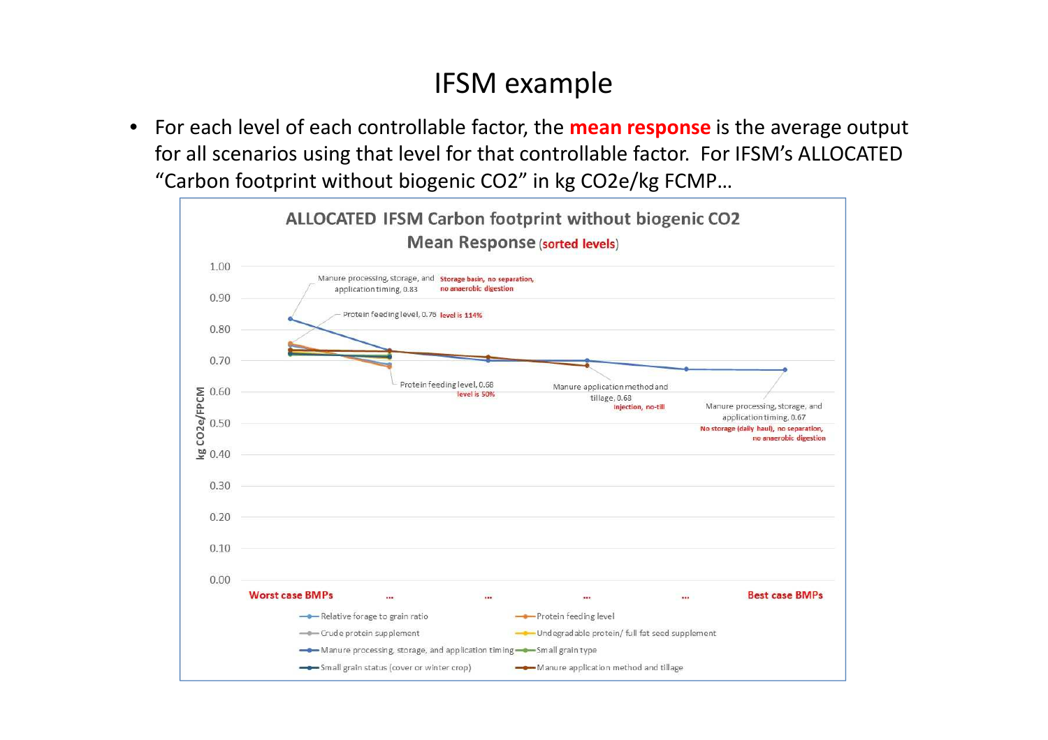# IFSM example

- For each level of each controllable factor, the **mean response** is the average output for all scenarios using that level for that controllable factor. For IFSM's ALLOCATED "Carbon footprint without biogenic CO2" in kg CO2e/kg FCMP…

**ALLOCATED IFSM Carbon footprint without biogenic CO2**
**Mean Response** (sorted levels)

- Manure processing, storage, and application timing, 0.83 — Storage basin, no separation, no anaerobic digestion
- Protein feeding level, 0.76 — level is 114%
- Protein feeding level, 0.68 — level is 50%
- Manure application method and tillage, 0.68 — Injection, no-till
- Manure processing, storage, and application timing, 0.67 — No storage (daily haul), no separation, no anaerobic digestion

Y-axis: kg CO2e/FPCM (0.00 – 1.00)

X-axis: Worst case BMPs … … … … Best case BMPs

Legend: Relative forage to grain ratio; Protein feeding level; Crude protein supplement; Undegradable protein/ full fat seed supplement; Manure processing, storage, and application timing; Small grain type; Small grain status (cover or winter crop); Manure application method and tillage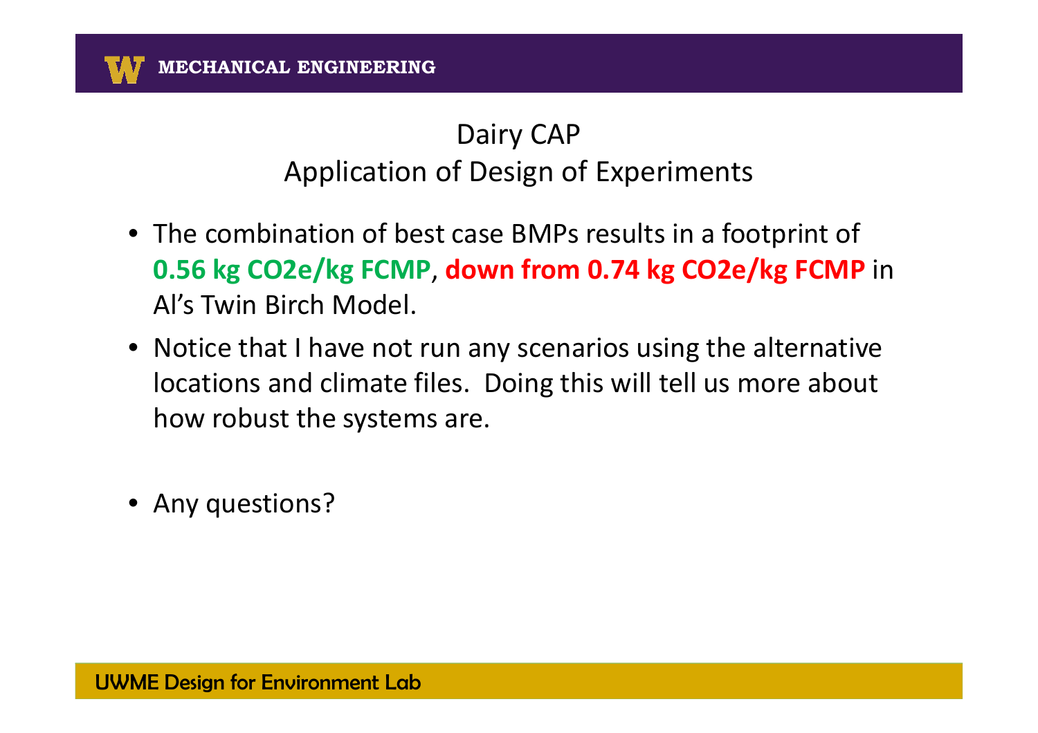# Dairy CAP
## Application of Design of Experiments

- The combination of best case BMPs results in a footprint of **0.56 kg CO2e/kg FCMP**, **down from 0.74 kg CO2e/kg FCMP** in Al's Twin Birch Model.
- Notice that I have not run any scenarios using the alternative locations and climate files. Doing this will tell us more about how robust the systems are.
- Any questions?